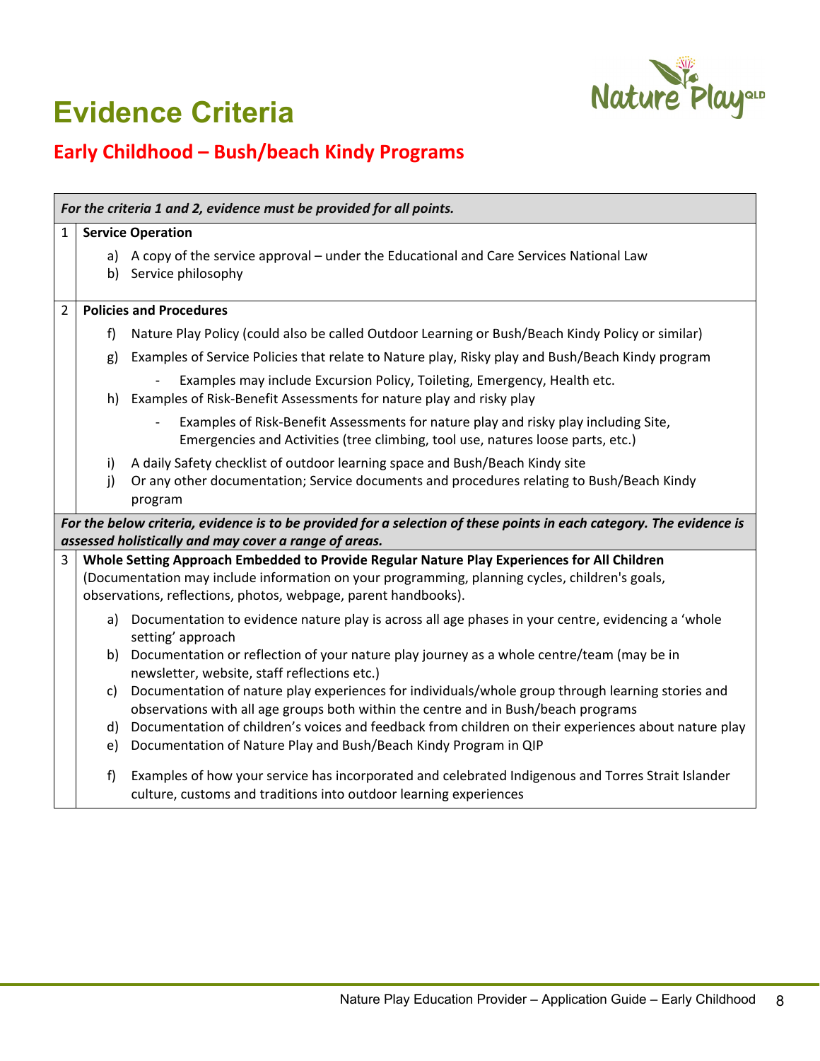# Evidence Criteria

## Early Childhood – Bush/beach Kindy Programs

| | |
|---|---|
| | ***For the criteria 1 and 2, evidence must be provided for all points.*** |
| 1 | **Service Operation**<br><br>a) A copy of the service approval – under the Educational and Care Services National Law<br>b) Service philosophy |
| 2 | **Policies and Procedures**<br><br>f) Nature Play Policy (could also be called Outdoor Learning or Bush/Beach Kindy Policy or similar)<br>g) Examples of Service Policies that relate to Nature play, Risky play and Bush/Beach Kindy program<br>&nbsp;&nbsp;&nbsp;&nbsp;- Examples may include Excursion Policy, Toileting, Emergency, Health etc.<br>h) Examples of Risk-Benefit Assessments for nature play and risky play<br>&nbsp;&nbsp;&nbsp;&nbsp;- Examples of Risk-Benefit Assessments for nature play and risky play including Site, Emergencies and Activities (tree climbing, tool use, natures loose parts, etc.)<br>i) A daily Safety checklist of outdoor learning space and Bush/Beach Kindy site<br>j) Or any other documentation; Service documents and procedures relating to Bush/Beach Kindy program |
| | ***For the below criteria, evidence is to be provided for a selection of these points in each category. The evidence is assessed holistically and may cover a range of areas.*** |
| 3 | **Whole Setting Approach Embedded to Provide Regular Nature Play Experiences for All Children**<br>(Documentation may include information on your programming, planning cycles, children's goals, observations, reflections, photos, webpage, parent handbooks).<br><br>a) Documentation to evidence nature play is across all age phases in your centre, evidencing a 'whole setting' approach<br>b) Documentation or reflection of your nature play journey as a whole centre/team (may be in newsletter, website, staff reflections etc.)<br>c) Documentation of nature play experiences for individuals/whole group through learning stories and observations with all age groups both within the centre and in Bush/beach programs<br>d) Documentation of children's voices and feedback from children on their experiences about nature play<br>e) Documentation of Nature Play and Bush/Beach Kindy Program in QIP<br>f) Examples of how your service has incorporated and celebrated Indigenous and Torres Strait Islander culture, customs and traditions into outdoor learning experiences |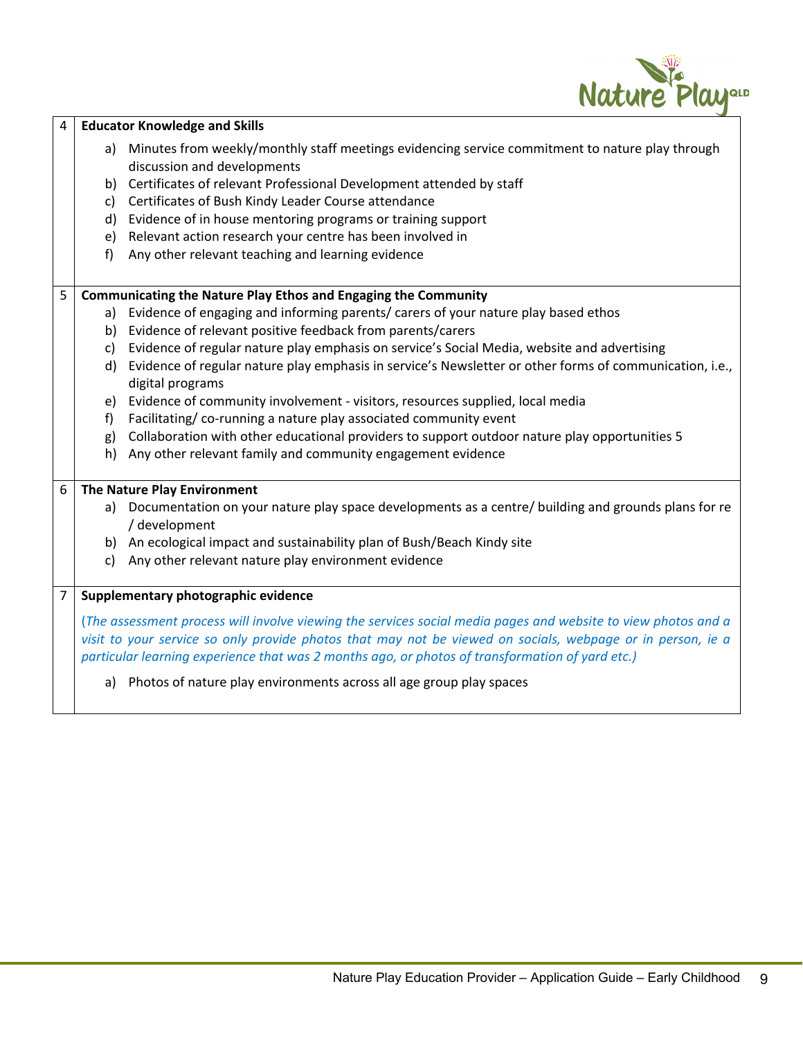| | |
|---|---|
| 4 | **Educator Knowledge and Skills**<br>a) Minutes from weekly/monthly staff meetings evidencing service commitment to nature play through discussion and developments<br>b) Certificates of relevant Professional Development attended by staff<br>c) Certificates of Bush Kindy Leader Course attendance<br>d) Evidence of in house mentoring programs or training support<br>e) Relevant action research your centre has been involved in<br>f) Any other relevant teaching and learning evidence |
| 5 | **Communicating the Nature Play Ethos and Engaging the Community**<br>a) Evidence of engaging and informing parents/ carers of your nature play based ethos<br>b) Evidence of relevant positive feedback from parents/carers<br>c) Evidence of regular nature play emphasis on service's Social Media, website and advertising<br>d) Evidence of regular nature play emphasis in service's Newsletter or other forms of communication, i.e., digital programs<br>e) Evidence of community involvement - visitors, resources supplied, local media<br>f) Facilitating/ co-running a nature play associated community event<br>g) Collaboration with other educational providers to support outdoor nature play opportunities 5<br>h) Any other relevant family and community engagement evidence |
| 6 | **The Nature Play Environment**<br>a) Documentation on your nature play space developments as a centre/ building and grounds plans for re / development<br>b) An ecological impact and sustainability plan of Bush/Beach Kindy site<br>c) Any other relevant nature play environment evidence |
| 7 | **Supplementary photographic evidence**<br>*(The assessment process will involve viewing the services social media pages and website to view photos and a visit to your service so only provide photos that may not be viewed on socials, webpage or in person, ie a particular learning experience that was 2 months ago, or photos of transformation of yard etc.)*<br>a) Photos of nature play environments across all age group play spaces |